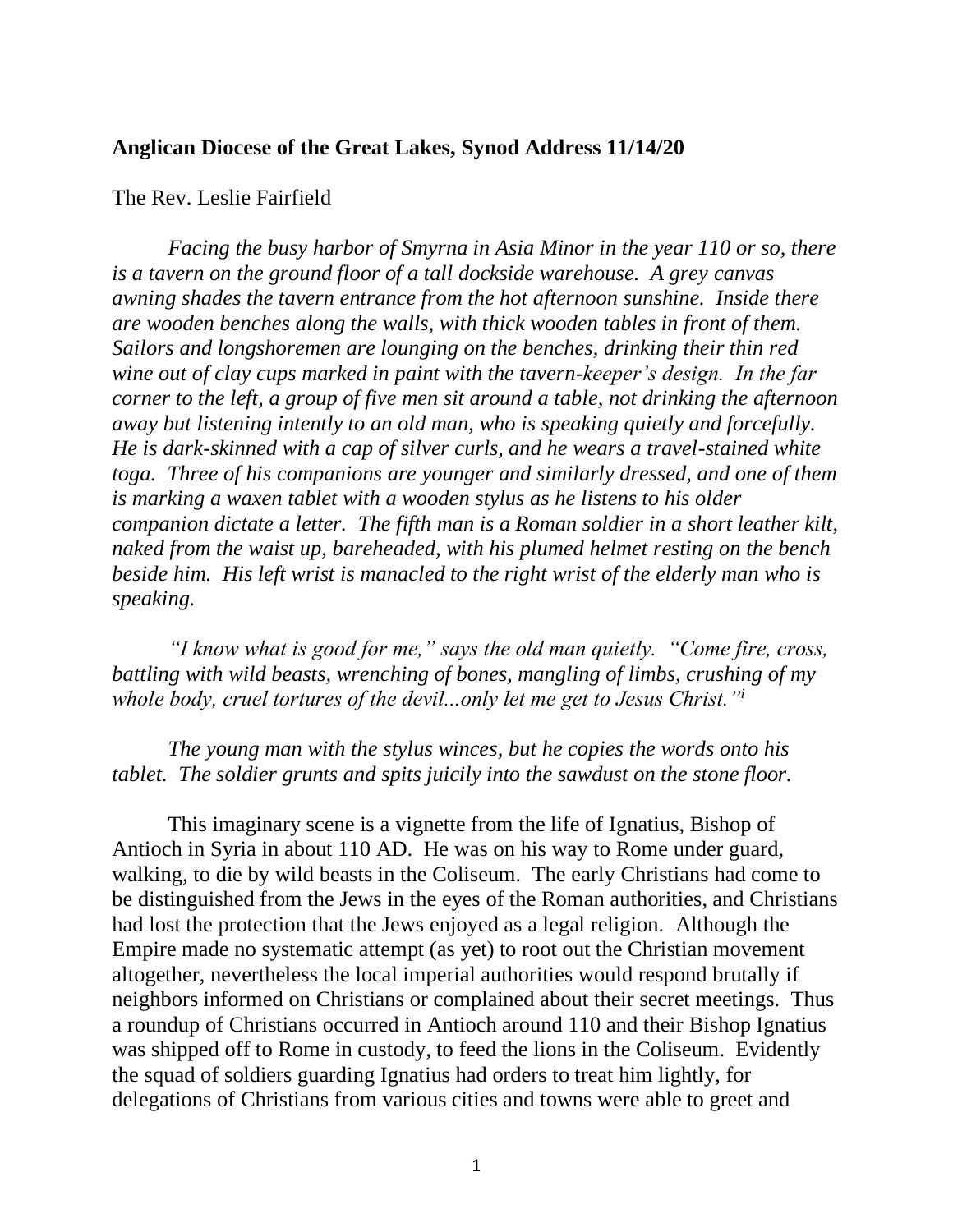**Anglican Diocese of the Great Lakes, Synod Address 11/14/20**

The Rev. Leslie Fairfield

*Facing the busy harbor of Smyrna in Asia Minor in the year 110 or so, there is a tavern on the ground floor of a tall dockside warehouse. A grey canvas awning shades the tavern entrance from the hot afternoon sunshine. Inside there are wooden benches along the walls, with thick wooden tables in front of them. Sailors and longshoremen are lounging on the benches, drinking their thin red wine out of clay cups marked in paint with the tavern-keeper's design. In the far corner to the left, a group of five men sit around a table, not drinking the afternoon away but listening intently to an old man, who is speaking quietly and forcefully. He is dark-skinned with a cap of silver curls, and he wears a travel-stained white toga. Three of his companions are younger and similarly dressed, and one of them is marking a waxen tablet with a wooden stylus as he listens to his older companion dictate a letter. The fifth man is a Roman soldier in a short leather kilt, naked from the waist up, bareheaded, with his plumed helmet resting on the bench beside him. His left wrist is manacled to the right wrist of the elderly man who is speaking.*

*"I know what is good for me," says the old man quietly. "Come fire, cross, battling with wild beasts, wrenching of bones, mangling of limbs, crushing of my whole body, cruel tortures of the devil...only let me get to Jesus Christ."*[i]

*The young man with the stylus winces, but he copies the words onto his tablet. The soldier grunts and spits juicily into the sawdust on the stone floor.*

This imaginary scene is a vignette from the life of Ignatius, Bishop of Antioch in Syria in about 110 AD. He was on his way to Rome under guard, walking, to die by wild beasts in the Coliseum. The early Christians had come to be distinguished from the Jews in the eyes of the Roman authorities, and Christians had lost the protection that the Jews enjoyed as a legal religion. Although the Empire made no systematic attempt (as yet) to root out the Christian movement altogether, nevertheless the local imperial authorities would respond brutally if neighbors informed on Christians or complained about their secret meetings. Thus a roundup of Christians occurred in Antioch around 110 and their Bishop Ignatius was shipped off to Rome in custody, to feed the lions in the Coliseum. Evidently the squad of soldiers guarding Ignatius had orders to treat him lightly, for delegations of Christians from various cities and towns were able to greet and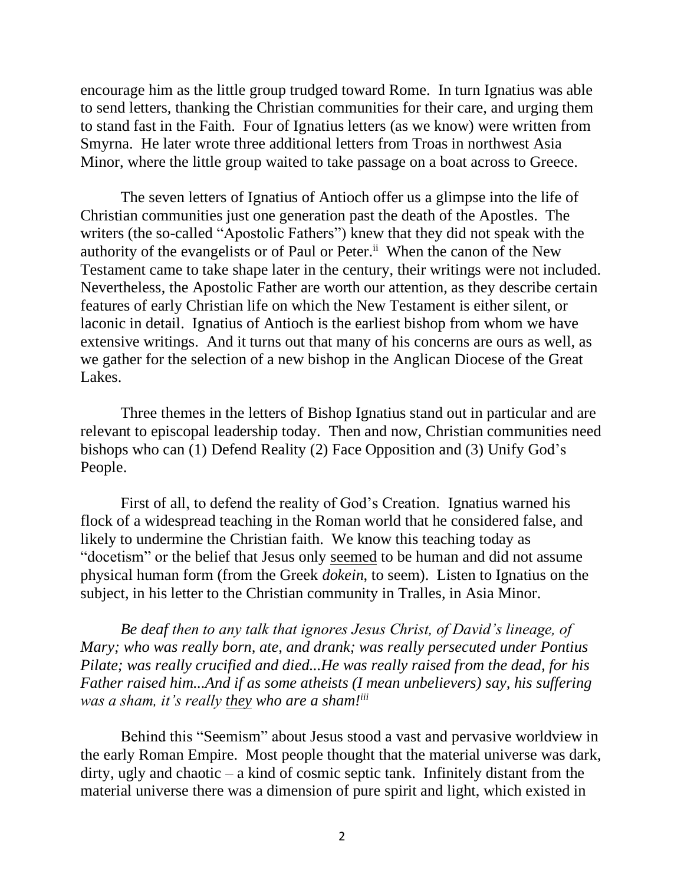encourage him as the little group trudged toward Rome. In turn Ignatius was able to send letters, thanking the Christian communities for their care, and urging them to stand fast in the Faith. Four of Ignatius letters (as we know) were written from Smyrna. He later wrote three additional letters from Troas in northwest Asia Minor, where the little group waited to take passage on a boat across to Greece.

The seven letters of Ignatius of Antioch offer us a glimpse into the life of Christian communities just one generation past the death of the Apostles. The writers (the so-called "Apostolic Fathers") knew that they did not speak with the authority of the evangelists or of Paul or Peter.[ii] When the canon of the New Testament came to take shape later in the century, their writings were not included. Nevertheless, the Apostolic Father are worth our attention, as they describe certain features of early Christian life on which the New Testament is either silent, or laconic in detail. Ignatius of Antioch is the earliest bishop from whom we have extensive writings. And it turns out that many of his concerns are ours as well, as we gather for the selection of a new bishop in the Anglican Diocese of the Great Lakes.

Three themes in the letters of Bishop Ignatius stand out in particular and are relevant to episcopal leadership today. Then and now, Christian communities need bishops who can (1) Defend Reality (2) Face Opposition and (3) Unify God's People.

First of all, to defend the reality of God's Creation. Ignatius warned his flock of a widespread teaching in the Roman world that he considered false, and likely to undermine the Christian faith. We know this teaching today as "docetism" or the belief that Jesus only <u>seemed</u> to be human and did not assume physical human form (from the Greek *dokein*, to seem). Listen to Ignatius on the subject, in his letter to the Christian community in Tralles, in Asia Minor.

*Be deaf then to any talk that ignores Jesus Christ, of David's lineage, of Mary; who was really born, ate, and drank; was really persecuted under Pontius Pilate; was really crucified and died...He was really raised from the dead, for his Father raised him...And if as some atheists (I mean unbelievers) say, his suffering was a sham, it's really <u>they</u> who are a sham!*[iii]

Behind this "Seemism" about Jesus stood a vast and pervasive worldview in the early Roman Empire. Most people thought that the material universe was dark, dirty, ugly and chaotic – a kind of cosmic septic tank. Infinitely distant from the material universe there was a dimension of pure spirit and light, which existed in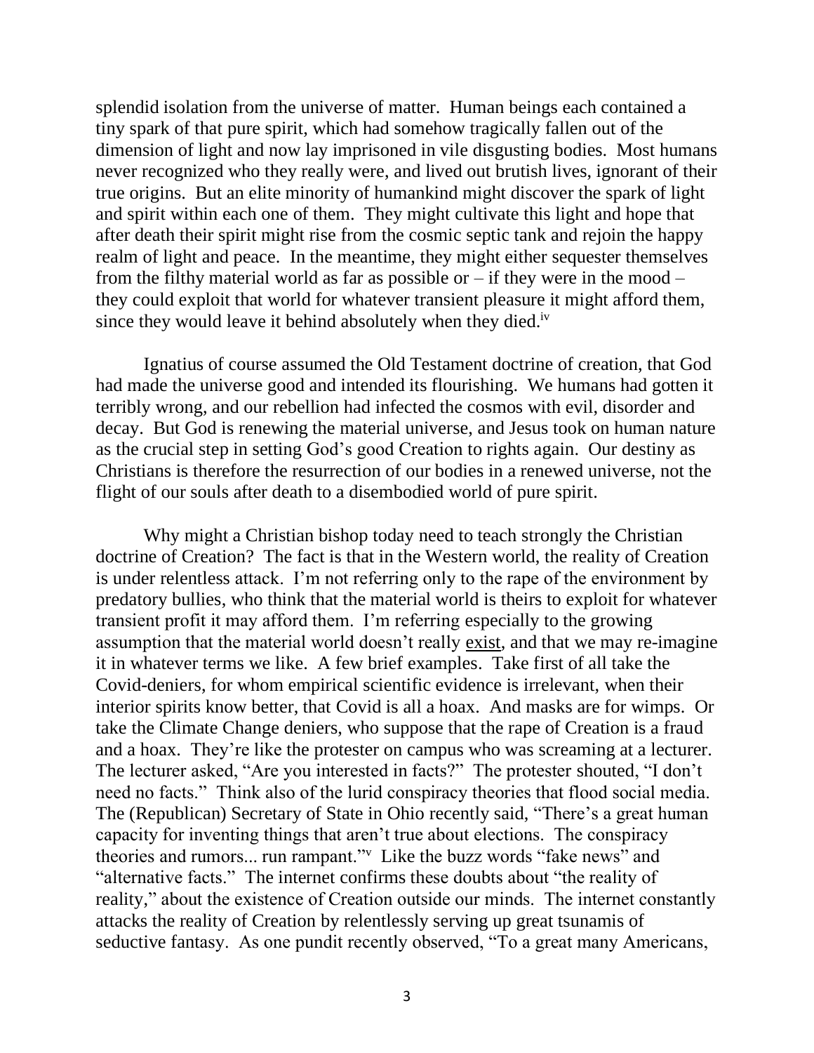splendid isolation from the universe of matter. Human beings each contained a tiny spark of that pure spirit, which had somehow tragically fallen out of the dimension of light and now lay imprisoned in vile disgusting bodies. Most humans never recognized who they really were, and lived out brutish lives, ignorant of their true origins. But an elite minority of humankind might discover the spark of light and spirit within each one of them. They might cultivate this light and hope that after death their spirit might rise from the cosmic septic tank and rejoin the happy realm of light and peace. In the meantime, they might either sequester themselves from the filthy material world as far as possible or – if they were in the mood – they could exploit that world for whatever transient pleasure it might afford them, since they would leave it behind absolutely when they died.[iv]

Ignatius of course assumed the Old Testament doctrine of creation, that God had made the universe good and intended its flourishing. We humans had gotten it terribly wrong, and our rebellion had infected the cosmos with evil, disorder and decay. But God is renewing the material universe, and Jesus took on human nature as the crucial step in setting God's good Creation to rights again. Our destiny as Christians is therefore the resurrection of our bodies in a renewed universe, not the flight of our souls after death to a disembodied world of pure spirit.

Why might a Christian bishop today need to teach strongly the Christian doctrine of Creation? The fact is that in the Western world, the reality of Creation is under relentless attack. I'm not referring only to the rape of the environment by predatory bullies, who think that the material world is theirs to exploit for whatever transient profit it may afford them. I'm referring especially to the growing assumption that the material world doesn't really <u>exist</u>, and that we may re-imagine it in whatever terms we like. A few brief examples. Take first of all take the Covid-deniers, for whom empirical scientific evidence is irrelevant, when their interior spirits know better, that Covid is all a hoax. And masks are for wimps. Or take the Climate Change deniers, who suppose that the rape of Creation is a fraud and a hoax. They're like the protester on campus who was screaming at a lecturer. The lecturer asked, "Are you interested in facts?" The protester shouted, "I don't need no facts." Think also of the lurid conspiracy theories that flood social media. The (Republican) Secretary of State in Ohio recently said, "There's a great human capacity for inventing things that aren't true about elections. The conspiracy theories and rumors... run rampant."[v] Like the buzz words "fake news" and "alternative facts." The internet confirms these doubts about "the reality of reality," about the existence of Creation outside our minds. The internet constantly attacks the reality of Creation by relentlessly serving up great tsunamis of seductive fantasy. As one pundit recently observed, "To a great many Americans,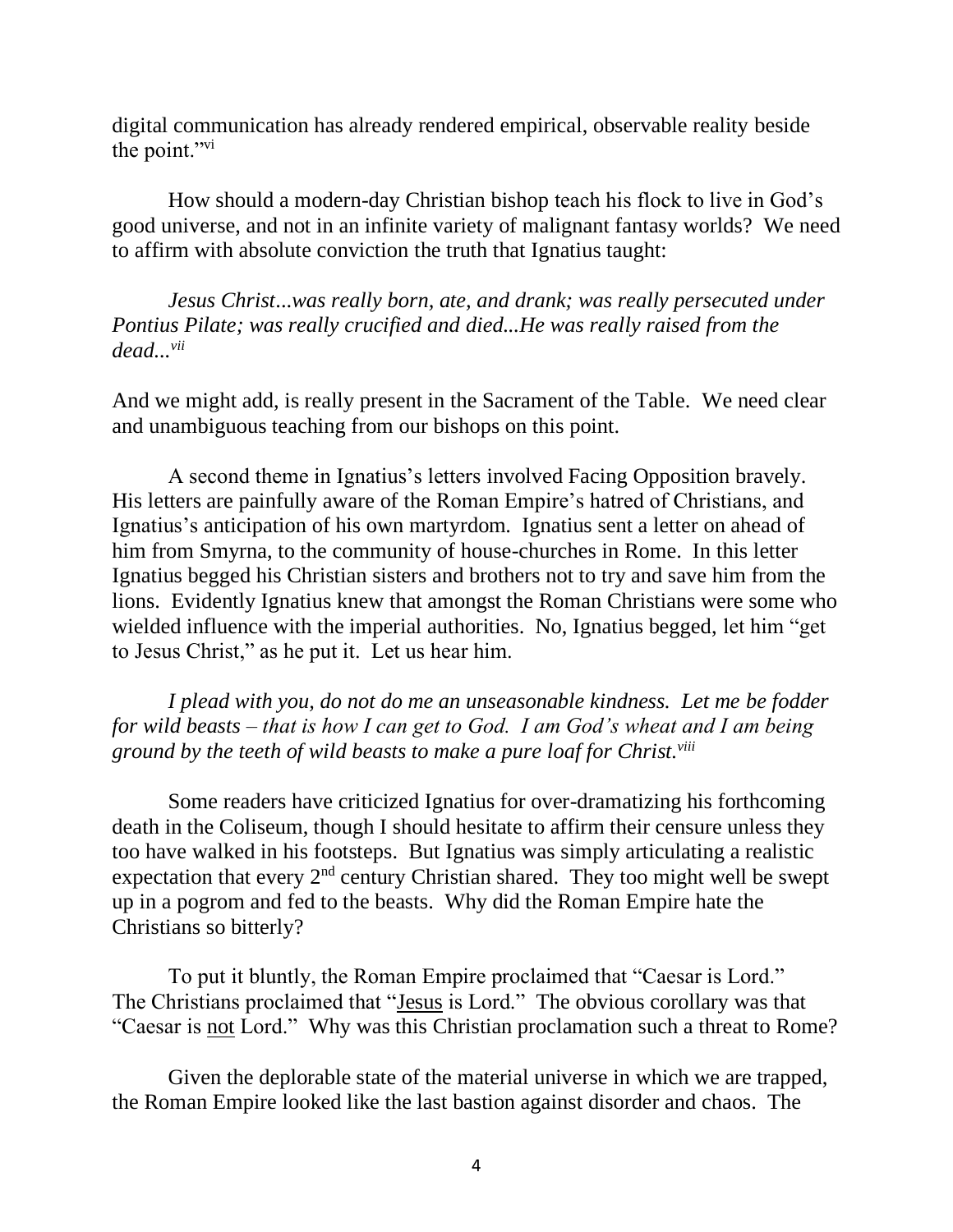digital communication has already rendered empirical, observable reality beside the point."[vi]

How should a modern-day Christian bishop teach his flock to live in God's good universe, and not in an infinite variety of malignant fantasy worlds? We need to affirm with absolute conviction the truth that Ignatius taught:

*Jesus Christ...was really born, ate, and drank; was really persecuted under Pontius Pilate; was really crucified and died...He was really raised from the dead...*[vii]

And we might add, is really present in the Sacrament of the Table. We need clear and unambiguous teaching from our bishops on this point.

A second theme in Ignatius's letters involved Facing Opposition bravely. His letters are painfully aware of the Roman Empire's hatred of Christians, and Ignatius's anticipation of his own martyrdom. Ignatius sent a letter on ahead of him from Smyrna, to the community of house-churches in Rome. In this letter Ignatius begged his Christian sisters and brothers not to try and save him from the lions. Evidently Ignatius knew that amongst the Roman Christians were some who wielded influence with the imperial authorities. No, Ignatius begged, let him "get to Jesus Christ," as he put it. Let us hear him.

*I plead with you, do not do me an unseasonable kindness. Let me be fodder for wild beasts – that is how I can get to God. I am God's wheat and I am being ground by the teeth of wild beasts to make a pure loaf for Christ.*[viii]

Some readers have criticized Ignatius for over-dramatizing his forthcoming death in the Coliseum, though I should hesitate to affirm their censure unless they too have walked in his footsteps. But Ignatius was simply articulating a realistic expectation that every 2nd century Christian shared. They too might well be swept up in a pogrom and fed to the beasts. Why did the Roman Empire hate the Christians so bitterly?

To put it bluntly, the Roman Empire proclaimed that "Caesar is Lord." The Christians proclaimed that "<u>Jesus</u> is Lord." The obvious corollary was that "Caesar is <u>not</u> Lord." Why was this Christian proclamation such a threat to Rome?

Given the deplorable state of the material universe in which we are trapped, the Roman Empire looked like the last bastion against disorder and chaos. The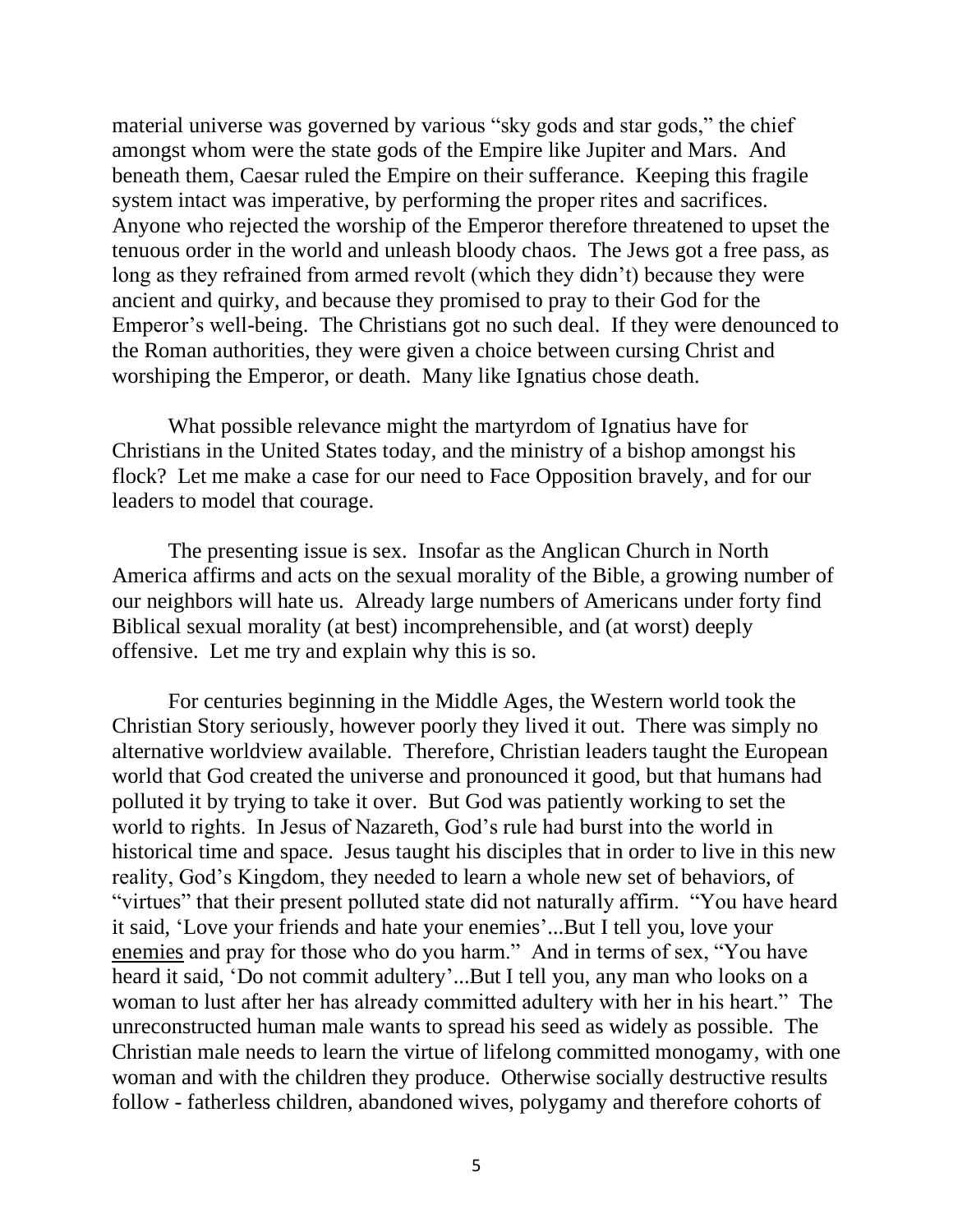material universe was governed by various "sky gods and star gods," the chief amongst whom were the state gods of the Empire like Jupiter and Mars. And beneath them, Caesar ruled the Empire on their sufferance. Keeping this fragile system intact was imperative, by performing the proper rites and sacrifices. Anyone who rejected the worship of the Emperor therefore threatened to upset the tenuous order in the world and unleash bloody chaos. The Jews got a free pass, as long as they refrained from armed revolt (which they didn't) because they were ancient and quirky, and because they promised to pray to their God for the Emperor's well-being. The Christians got no such deal. If they were denounced to the Roman authorities, they were given a choice between cursing Christ and worshiping the Emperor, or death. Many like Ignatius chose death.

What possible relevance might the martyrdom of Ignatius have for Christians in the United States today, and the ministry of a bishop amongst his flock? Let me make a case for our need to Face Opposition bravely, and for our leaders to model that courage.

The presenting issue is sex. Insofar as the Anglican Church in North America affirms and acts on the sexual morality of the Bible, a growing number of our neighbors will hate us. Already large numbers of Americans under forty find Biblical sexual morality (at best) incomprehensible, and (at worst) deeply offensive. Let me try and explain why this is so.

For centuries beginning in the Middle Ages, the Western world took the Christian Story seriously, however poorly they lived it out. There was simply no alternative worldview available. Therefore, Christian leaders taught the European world that God created the universe and pronounced it good, but that humans had polluted it by trying to take it over. But God was patiently working to set the world to rights. In Jesus of Nazareth, God's rule had burst into the world in historical time and space. Jesus taught his disciples that in order to live in this new reality, God's Kingdom, they needed to learn a whole new set of behaviors, of "virtues" that their present polluted state did not naturally affirm. "You have heard it said, 'Love your friends and hate your enemies'...But I tell you, love your <u>enemies</u> and pray for those who do you harm." And in terms of sex, "You have heard it said, 'Do not commit adultery'...But I tell you, any man who looks on a woman to lust after her has already committed adultery with her in his heart." The unreconstructed human male wants to spread his seed as widely as possible. The Christian male needs to learn the virtue of lifelong committed monogamy, with one woman and with the children they produce. Otherwise socially destructive results follow - fatherless children, abandoned wives, polygamy and therefore cohorts of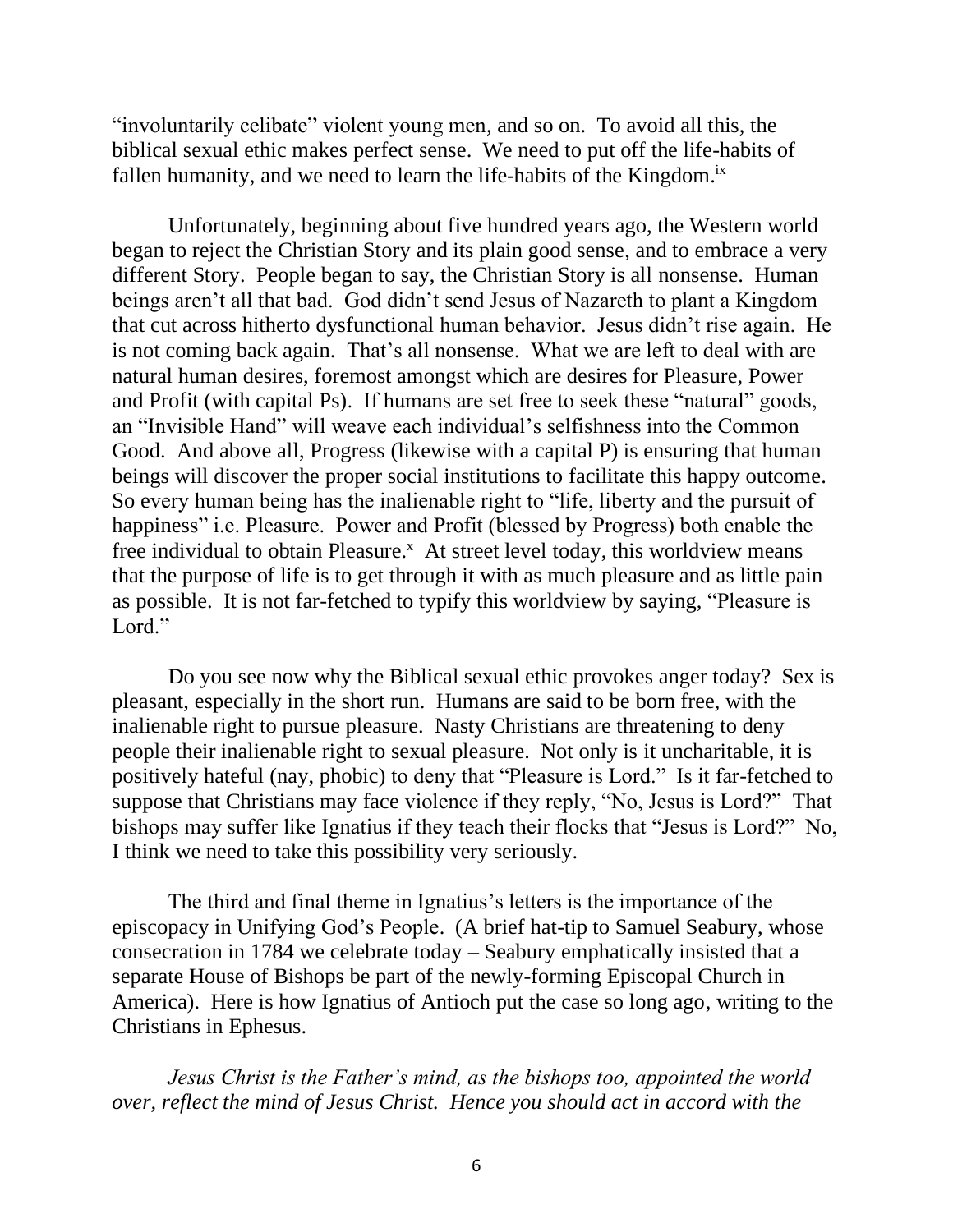"involuntarily celibate" violent young men, and so on. To avoid all this, the biblical sexual ethic makes perfect sense. We need to put off the life-habits of fallen humanity, and we need to learn the life-habits of the Kingdom.[ix]

Unfortunately, beginning about five hundred years ago, the Western world began to reject the Christian Story and its plain good sense, and to embrace a very different Story. People began to say, the Christian Story is all nonsense. Human beings aren't all that bad. God didn't send Jesus of Nazareth to plant a Kingdom that cut across hitherto dysfunctional human behavior. Jesus didn't rise again. He is not coming back again. That's all nonsense. What we are left to deal with are natural human desires, foremost amongst which are desires for Pleasure, Power and Profit (with capital Ps). If humans are set free to seek these "natural" goods, an "Invisible Hand" will weave each individual's selfishness into the Common Good. And above all, Progress (likewise with a capital P) is ensuring that human beings will discover the proper social institutions to facilitate this happy outcome. So every human being has the inalienable right to "life, liberty and the pursuit of happiness" i.e. Pleasure. Power and Profit (blessed by Progress) both enable the free individual to obtain Pleasure.[x] At street level today, this worldview means that the purpose of life is to get through it with as much pleasure and as little pain as possible. It is not far-fetched to typify this worldview by saying, "Pleasure is Lord."

Do you see now why the Biblical sexual ethic provokes anger today? Sex is pleasant, especially in the short run. Humans are said to be born free, with the inalienable right to pursue pleasure. Nasty Christians are threatening to deny people their inalienable right to sexual pleasure. Not only is it uncharitable, it is positively hateful (nay, phobic) to deny that "Pleasure is Lord." Is it far-fetched to suppose that Christians may face violence if they reply, "No, Jesus is Lord?" That bishops may suffer like Ignatius if they teach their flocks that "Jesus is Lord?" No, I think we need to take this possibility very seriously.

The third and final theme in Ignatius's letters is the importance of the episcopacy in Unifying God's People. (A brief hat-tip to Samuel Seabury, whose consecration in 1784 we celebrate today – Seabury emphatically insisted that a separate House of Bishops be part of the newly-forming Episcopal Church in America). Here is how Ignatius of Antioch put the case so long ago, writing to the Christians in Ephesus.

*Jesus Christ is the Father's mind, as the bishops too, appointed the world over, reflect the mind of Jesus Christ. Hence you should act in accord with the*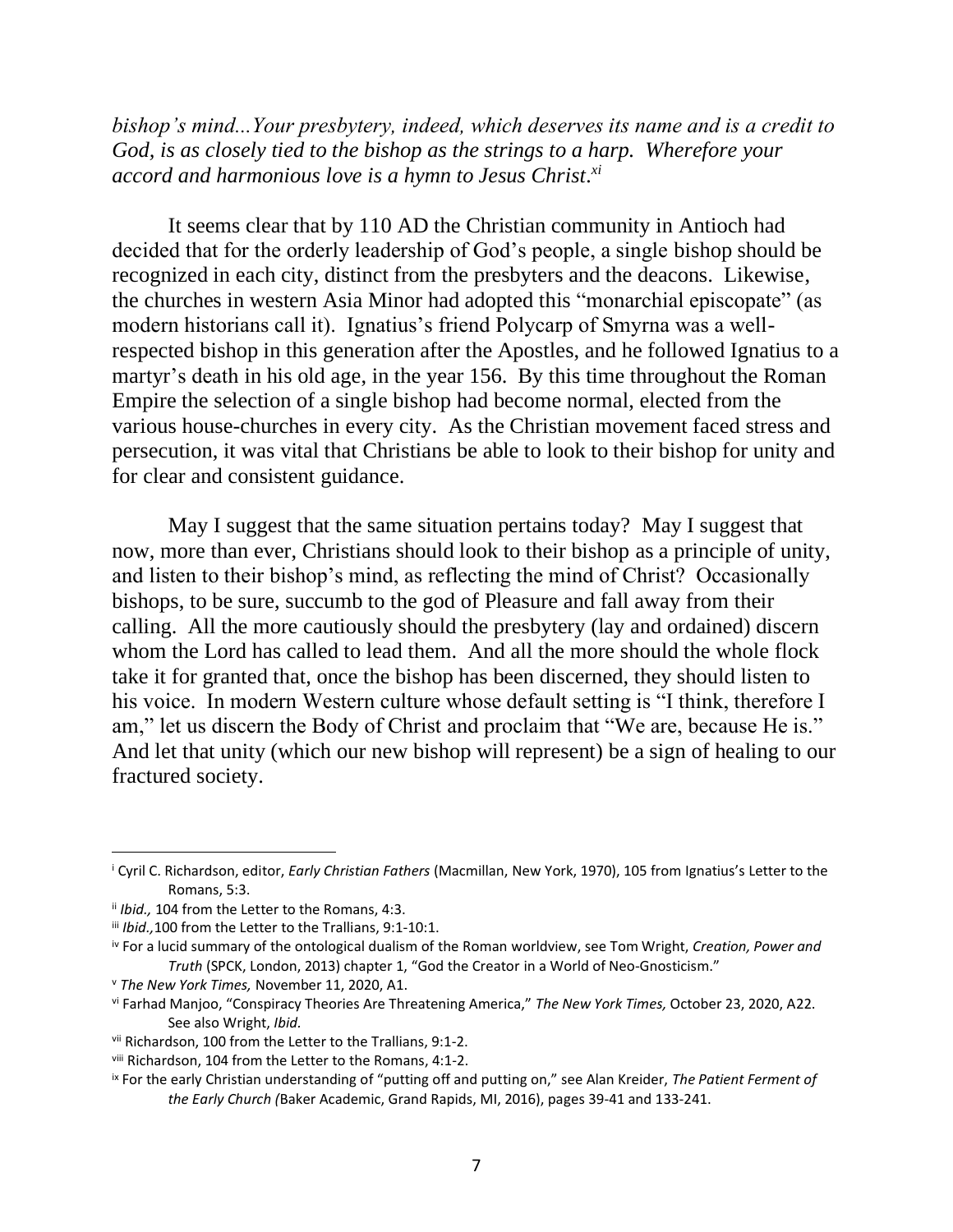*bishop's mind...Your presbytery, indeed, which deserves its name and is a credit to God, is as closely tied to the bishop as the strings to a harp. Wherefore your accord and harmonious love is a hymn to Jesus Christ.*[xi]

It seems clear that by 110 AD the Christian community in Antioch had decided that for the orderly leadership of God's people, a single bishop should be recognized in each city, distinct from the presbyters and the deacons. Likewise, the churches in western Asia Minor had adopted this "monarchial episcopate" (as modern historians call it). Ignatius's friend Polycarp of Smyrna was a well-respected bishop in this generation after the Apostles, and he followed Ignatius to a martyr's death in his old age, in the year 156. By this time throughout the Roman Empire the selection of a single bishop had become normal, elected from the various house-churches in every city. As the Christian movement faced stress and persecution, it was vital that Christians be able to look to their bishop for unity and for clear and consistent guidance.

May I suggest that the same situation pertains today? May I suggest that now, more than ever, Christians should look to their bishop as a principle of unity, and listen to their bishop's mind, as reflecting the mind of Christ? Occasionally bishops, to be sure, succumb to the god of Pleasure and fall away from their calling. All the more cautiously should the presbytery (lay and ordained) discern whom the Lord has called to lead them. And all the more should the whole flock take it for granted that, once the bishop has been discerned, they should listen to his voice. In modern Western culture whose default setting is "I think, therefore I am," let us discern the Body of Christ and proclaim that "We are, because He is." And let that unity (which our new bishop will represent) be a sign of healing to our fractured society.

---

[i] Cyril C. Richardson, editor, *Early Christian Fathers* (Macmillan, New York, 1970), 105 from Ignatius's Letter to the Romans, 5:3.

[ii] *Ibid.,* 104 from the Letter to the Romans, 4:3.

[iii] *Ibid.,*100 from the Letter to the Trallians, 9:1-10:1.

[iv] For a lucid summary of the ontological dualism of the Roman worldview, see Tom Wright, *Creation, Power and Truth* (SPCK, London, 2013) chapter 1, "God the Creator in a World of Neo-Gnosticism."

[v] *The New York Times,* November 11, 2020, A1.

[vi] Farhad Manjoo, "Conspiracy Theories Are Threatening America," *The New York Times,* October 23, 2020, A22. See also Wright, *Ibid.*

[vii] Richardson, 100 from the Letter to the Trallians, 9:1-2.

[viii] Richardson, 104 from the Letter to the Romans, 4:1-2.

[ix] For the early Christian understanding of "putting off and putting on," see Alan Kreider, *The Patient Ferment of the Early Church (*Baker Academic, Grand Rapids, MI, 2016), pages 39-41 and 133-241.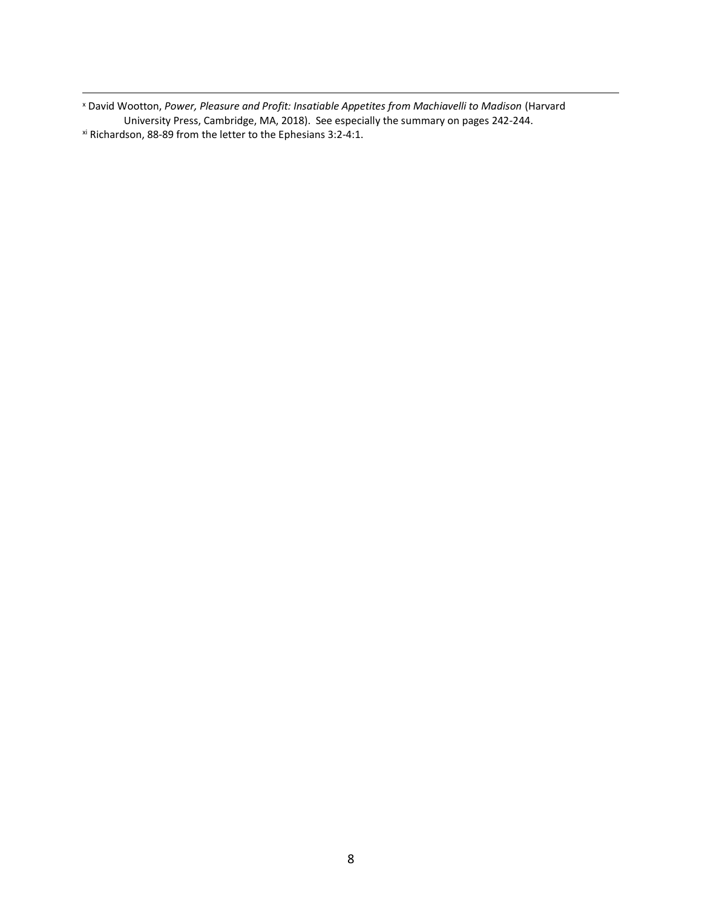[x] David Wootton, *Power, Pleasure and Profit: Insatiable Appetites from Machiavelli to Madison* (Harvard University Press, Cambridge, MA, 2018). See especially the summary on pages 242-244.

[xi] Richardson, 88-89 from the letter to the Ephesians 3:2-4:1.